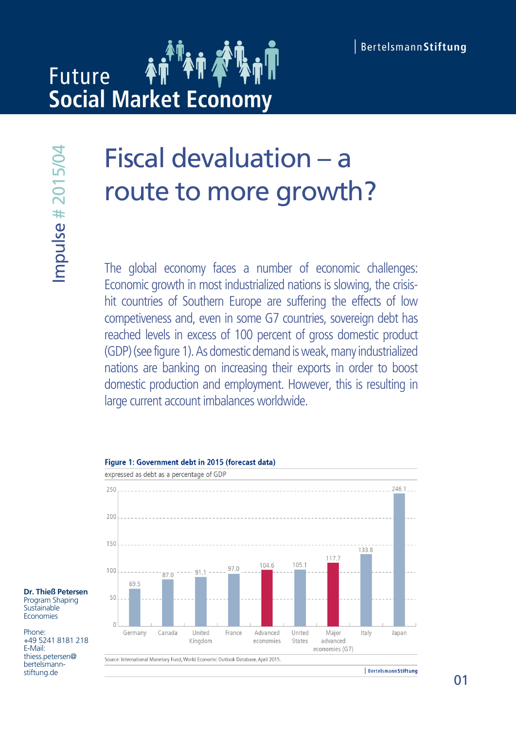# Future Social Market Economy

BertelsmannStiftung

Impulse # 2015/04

# Fiscal devaluation – a route to more growth?

The global economy faces a number of economic challenges: Economic growth in most industrialized nations is slowing, the crisis-hit countries of Southern Europe are suffering the effects of low competiveness and, even in some G7 countries, sovereign debt has reached levels in excess of 100 percent of gross domestic product (GDP) (see figure 1). As domestic demand is weak, many industrialized nations are banking on increasing their exports in order to boost domestic production and employment. However, this is resulting in large current account imbalances worldwide.

**Figure 1: Government debt in 2015 (forecast data)**

expressed as debt as a percentage of GDP

| Country | Debt (% of GDP) |
|---|---|
| Germany | 69.5 |
| Canada | 87.0 |
| United Kingdom | 91.1 |
| France | 97.0 |
| Advanced economies | 104.6 |
| United States | 105.1 |
| Major advanced economies (G7) | 117.7 |
| Italy | 133.8 |
| Japan | 246.1 |

Source: International Monetary Fund, World Economic Outlook Database, April 2015.

**Dr. Thieß Petersen**
Program Shaping Sustainable Economies

Phone: +49 5241 8181 218
E-Mail: thiess.petersen@bertelsmann-stiftung.de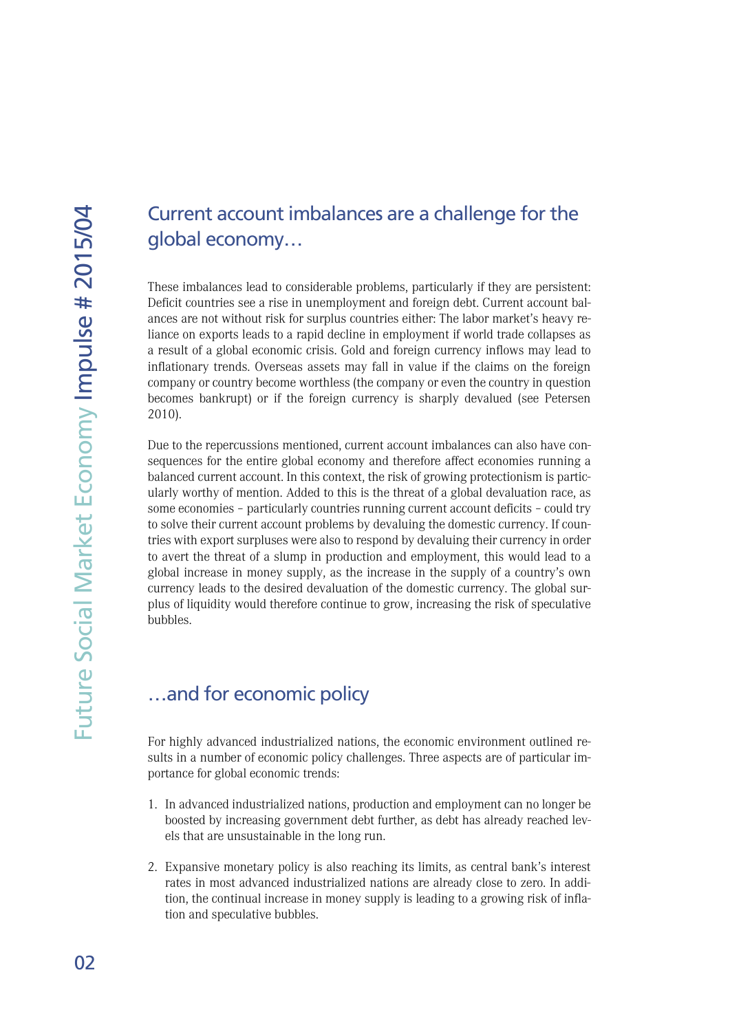## Current account imbalances are a challenge for the global economy…

These imbalances lead to considerable problems, particularly if they are persistent: Deficit countries see a rise in unemployment and foreign debt. Current account balances are not without risk for surplus countries either: The labor market's heavy reliance on exports leads to a rapid decline in employment if world trade collapses as a result of a global economic crisis. Gold and foreign currency inflows may lead to inflationary trends. Overseas assets may fall in value if the claims on the foreign company or country become worthless (the company or even the country in question becomes bankrupt) or if the foreign currency is sharply devalued (see Petersen 2010).

Due to the repercussions mentioned, current account imbalances can also have consequences for the entire global economy and therefore affect economies running a balanced current account. In this context, the risk of growing protectionism is particularly worthy of mention. Added to this is the threat of a global devaluation race, as some economies – particularly countries running current account deficits – could try to solve their current account problems by devaluing the domestic currency. If countries with export surpluses were also to respond by devaluing their currency in order to avert the threat of a slump in production and employment, this would lead to a global increase in money supply, as the increase in the supply of a country's own currency leads to the desired devaluation of the domestic currency. The global surplus of liquidity would therefore continue to grow, increasing the risk of speculative bubbles.

## …and for economic policy

For highly advanced industrialized nations, the economic environment outlined results in a number of economic policy challenges. Three aspects are of particular importance for global economic trends:

1. In advanced industrialized nations, production and employment can no longer be boosted by increasing government debt further, as debt has already reached levels that are unsustainable in the long run.

2. Expansive monetary policy is also reaching its limits, as central bank's interest rates in most advanced industrialized nations are already close to zero. In addition, the continual increase in money supply is leading to a growing risk of inflation and speculative bubbles.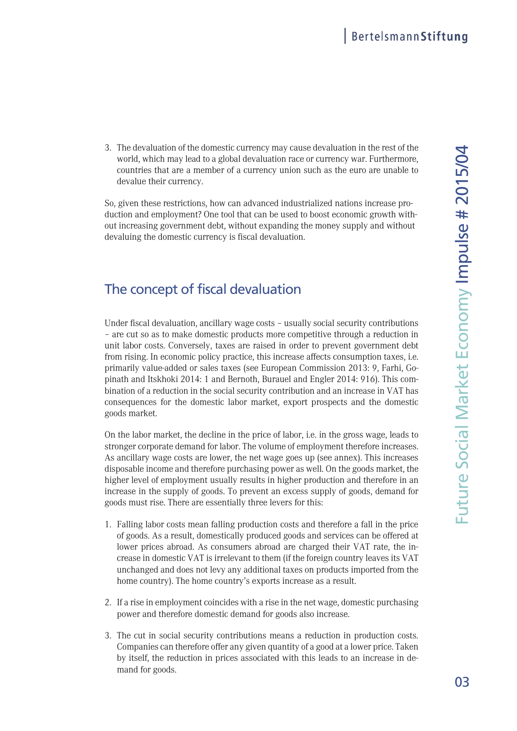3. The devaluation of the domestic currency may cause devaluation in the rest of the world, which may lead to a global devaluation race or currency war. Furthermore, countries that are a member of a currency union such as the euro are unable to devalue their currency.

So, given these restrictions, how can advanced industrialized nations increase production and employment? One tool that can be used to boost economic growth without increasing government debt, without expanding the money supply and without devaluing the domestic currency is fiscal devaluation.

## The concept of fiscal devaluation

Under fiscal devaluation, ancillary wage costs – usually social security contributions – are cut so as to make domestic products more competitive through a reduction in unit labor costs. Conversely, taxes are raised in order to prevent government debt from rising. In economic policy practice, this increase affects consumption taxes, i.e. primarily value-added or sales taxes (see European Commission 2013: 9, Farhi, Gopinath and Itskhoki 2014: 1 and Bernoth, Burauel and Engler 2014: 916). This combination of a reduction in the social security contribution and an increase in VAT has consequences for the domestic labor market, export prospects and the domestic goods market.

On the labor market, the decline in the price of labor, i.e. in the gross wage, leads to stronger corporate demand for labor. The volume of employment therefore increases. As ancillary wage costs are lower, the net wage goes up (see annex). This increases disposable income and therefore purchasing power as well. On the goods market, the higher level of employment usually results in higher production and therefore in an increase in the supply of goods. To prevent an excess supply of goods, demand for goods must rise. There are essentially three levers for this:

1. Falling labor costs mean falling production costs and therefore a fall in the price of goods. As a result, domestically produced goods and services can be offered at lower prices abroad. As consumers abroad are charged their VAT rate, the increase in domestic VAT is irrelevant to them (if the foreign country leaves its VAT unchanged and does not levy any additional taxes on products imported from the home country). The home country's exports increase as a result.
2. If a rise in employment coincides with a rise in the net wage, domestic purchasing power and therefore domestic demand for goods also increase.
3. The cut in social security contributions means a reduction in production costs. Companies can therefore offer any given quantity of a good at a lower price. Taken by itself, the reduction in prices associated with this leads to an increase in demand for goods.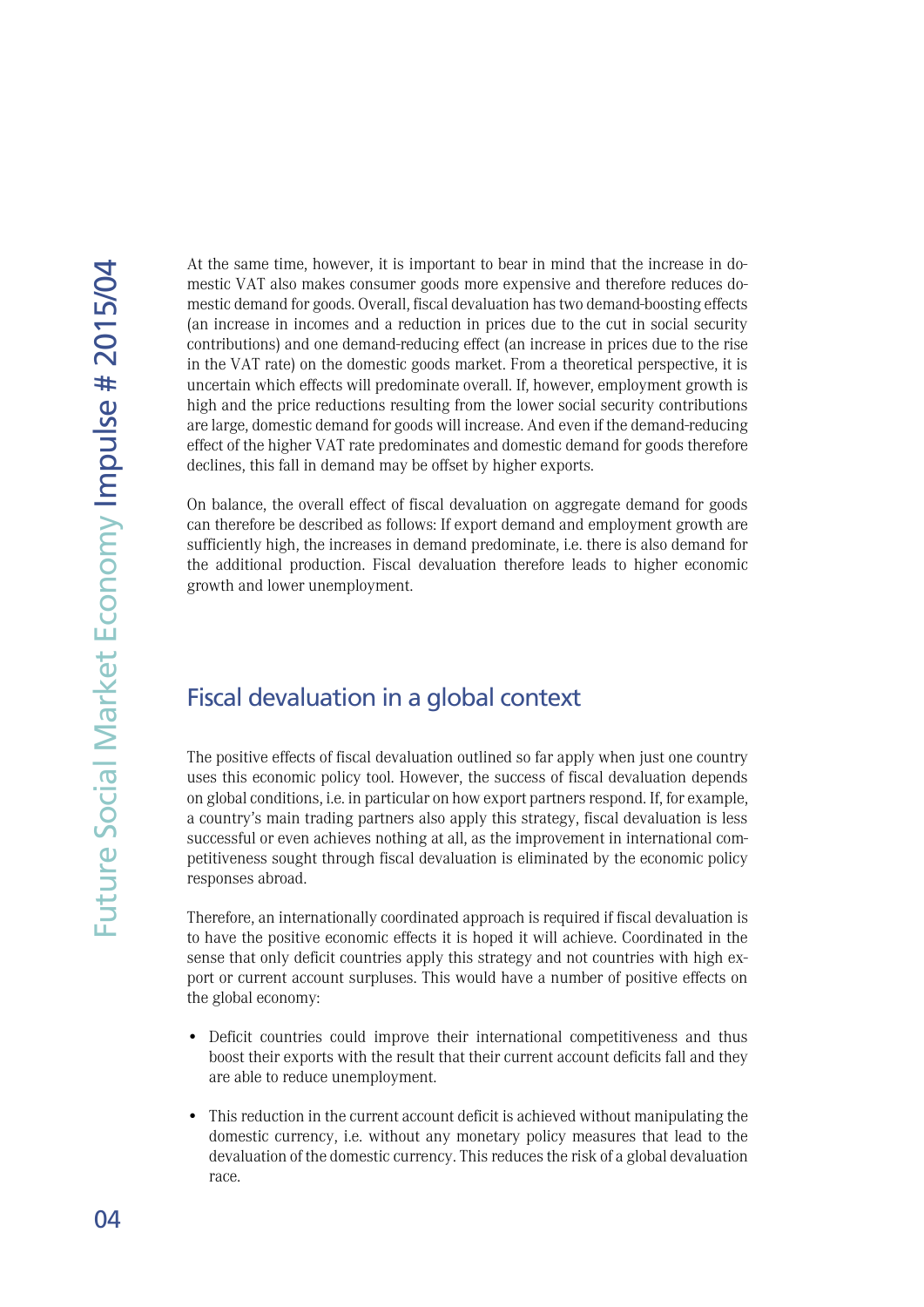At the same time, however, it is important to bear in mind that the increase in domestic VAT also makes consumer goods more expensive and therefore reduces domestic demand for goods. Overall, fiscal devaluation has two demand-boosting effects (an increase in incomes and a reduction in prices due to the cut in social security contributions) and one demand-reducing effect (an increase in prices due to the rise in the VAT rate) on the domestic goods market. From a theoretical perspective, it is uncertain which effects will predominate overall. If, however, employment growth is high and the price reductions resulting from the lower social security contributions are large, domestic demand for goods will increase. And even if the demand-reducing effect of the higher VAT rate predominates and domestic demand for goods therefore declines, this fall in demand may be offset by higher exports.

On balance, the overall effect of fiscal devaluation on aggregate demand for goods can therefore be described as follows: If export demand and employment growth are sufficiently high, the increases in demand predominate, i.e. there is also demand for the additional production. Fiscal devaluation therefore leads to higher economic growth and lower unemployment.

## Fiscal devaluation in a global context

The positive effects of fiscal devaluation outlined so far apply when just one country uses this economic policy tool. However, the success of fiscal devaluation depends on global conditions, i.e. in particular on how export partners respond. If, for example, a country's main trading partners also apply this strategy, fiscal devaluation is less successful or even achieves nothing at all, as the improvement in international competitiveness sought through fiscal devaluation is eliminated by the economic policy responses abroad.

Therefore, an internationally coordinated approach is required if fiscal devaluation is to have the positive economic effects it is hoped it will achieve. Coordinated in the sense that only deficit countries apply this strategy and not countries with high export or current account surpluses. This would have a number of positive effects on the global economy:

- Deficit countries could improve their international competitiveness and thus boost their exports with the result that their current account deficits fall and they are able to reduce unemployment.

- This reduction in the current account deficit is achieved without manipulating the domestic currency, i.e. without any monetary policy measures that lead to the devaluation of the domestic currency. This reduces the risk of a global devaluation race.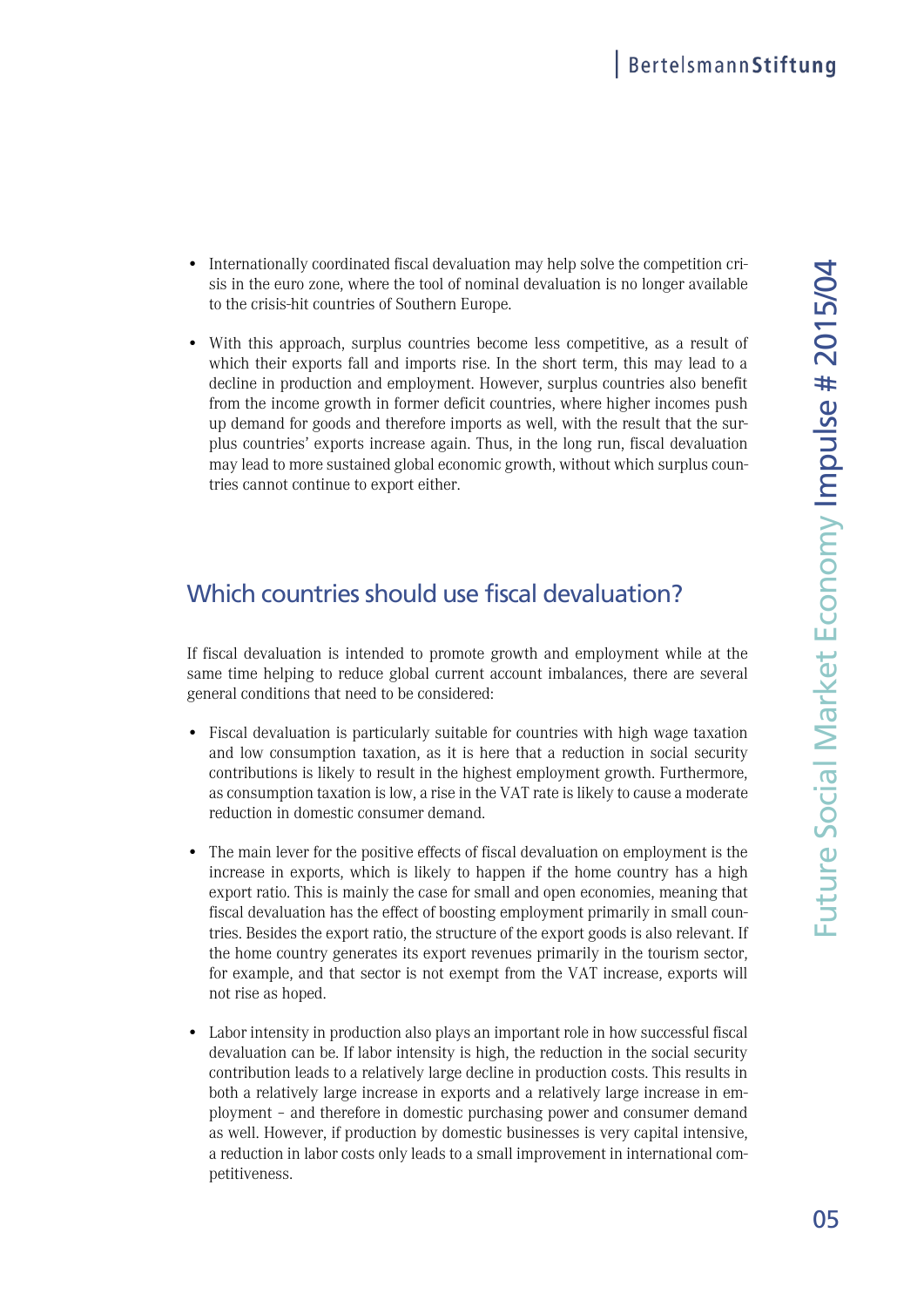- Internationally coordinated fiscal devaluation may help solve the competition crisis in the euro zone, where the tool of nominal devaluation is no longer available to the crisis-hit countries of Southern Europe.

- With this approach, surplus countries become less competitive, as a result of which their exports fall and imports rise. In the short term, this may lead to a decline in production and employment. However, surplus countries also benefit from the income growth in former deficit countries, where higher incomes push up demand for goods and therefore imports as well, with the result that the surplus countries' exports increase again. Thus, in the long run, fiscal devaluation may lead to more sustained global economic growth, without which surplus countries cannot continue to export either.

## Which countries should use fiscal devaluation?

If fiscal devaluation is intended to promote growth and employment while at the same time helping to reduce global current account imbalances, there are several general conditions that need to be considered:

- Fiscal devaluation is particularly suitable for countries with high wage taxation and low consumption taxation, as it is here that a reduction in social security contributions is likely to result in the highest employment growth. Furthermore, as consumption taxation is low, a rise in the VAT rate is likely to cause a moderate reduction in domestic consumer demand.

- The main lever for the positive effects of fiscal devaluation on employment is the increase in exports, which is likely to happen if the home country has a high export ratio. This is mainly the case for small and open economies, meaning that fiscal devaluation has the effect of boosting employment primarily in small countries. Besides the export ratio, the structure of the export goods is also relevant. If the home country generates its export revenues primarily in the tourism sector, for example, and that sector is not exempt from the VAT increase, exports will not rise as hoped.

- Labor intensity in production also plays an important role in how successful fiscal devaluation can be. If labor intensity is high, the reduction in the social security contribution leads to a relatively large decline in production costs. This results in both a relatively large increase in exports and a relatively large increase in employment – and therefore in domestic purchasing power and consumer demand as well. However, if production by domestic businesses is very capital intensive, a reduction in labor costs only leads to a small improvement in international competitiveness.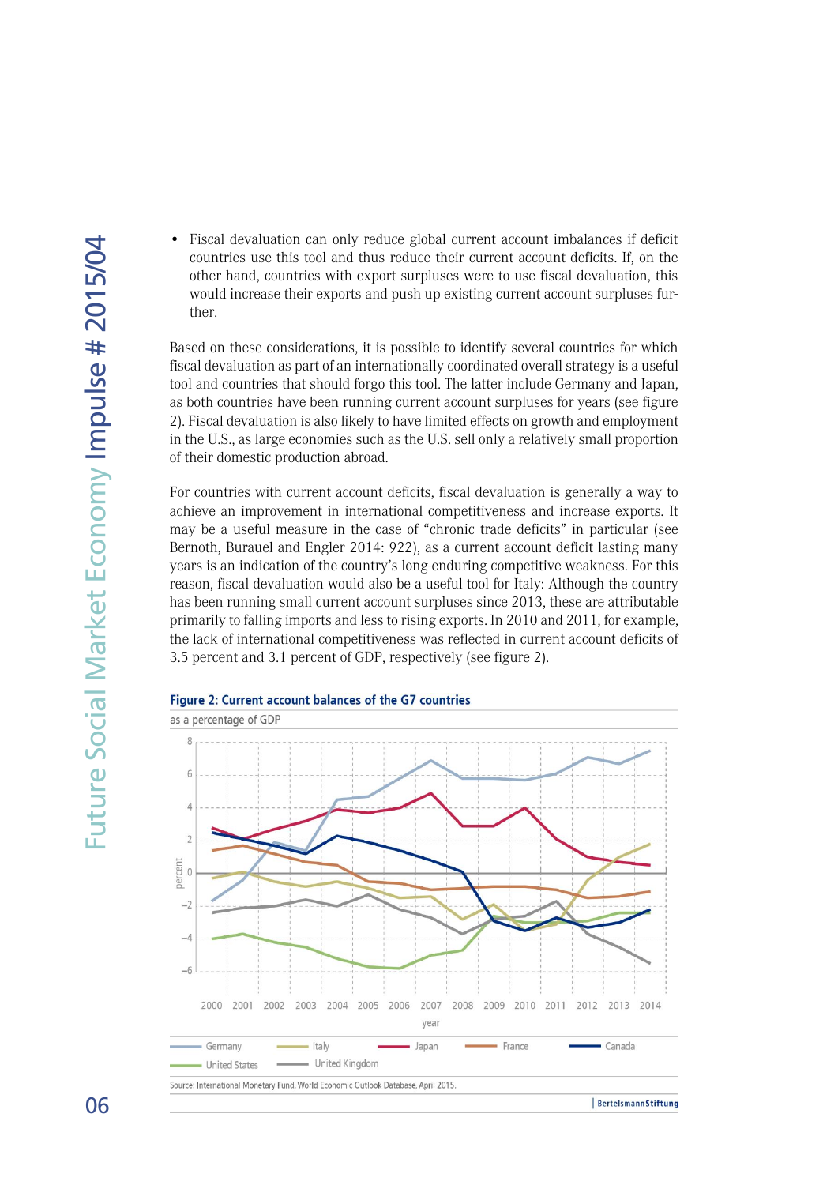- Fiscal devaluation can only reduce global current account imbalances if deficit countries use this tool and thus reduce their current account deficits. If, on the other hand, countries with export surpluses were to use fiscal devaluation, this would increase their exports and push up existing current account surpluses further.

Based on these considerations, it is possible to identify several countries for which fiscal devaluation as part of an internationally coordinated overall strategy is a useful tool and countries that should forgo this tool. The latter include Germany and Japan, as both countries have been running current account surpluses for years (see figure 2). Fiscal devaluation is also likely to have limited effects on growth and employment in the U.S., as large economies such as the U.S. sell only a relatively small proportion of their domestic production abroad.

For countries with current account deficits, fiscal devaluation is generally a way to achieve an improvement in international competitiveness and increase exports. It may be a useful measure in the case of "chronic trade deficits" in particular (see Bernoth, Burauel and Engler 2014: 922), as a current account deficit lasting many years is an indication of the country's long-enduring competitive weakness. For this reason, fiscal devaluation would also be a useful tool for Italy: Although the country has been running small current account surpluses since 2013, these are attributable primarily to falling imports and less to rising exports. In 2010 and 2011, for example, the lack of international competitiveness was reflected in current account deficits of 3.5 percent and 3.1 percent of GDP, respectively (see figure 2).

**Figure 2: Current account balances of the G7 countries**

as a percentage of GDP

Source: International Monetary Fund, World Economic Outlook Database, April 2015.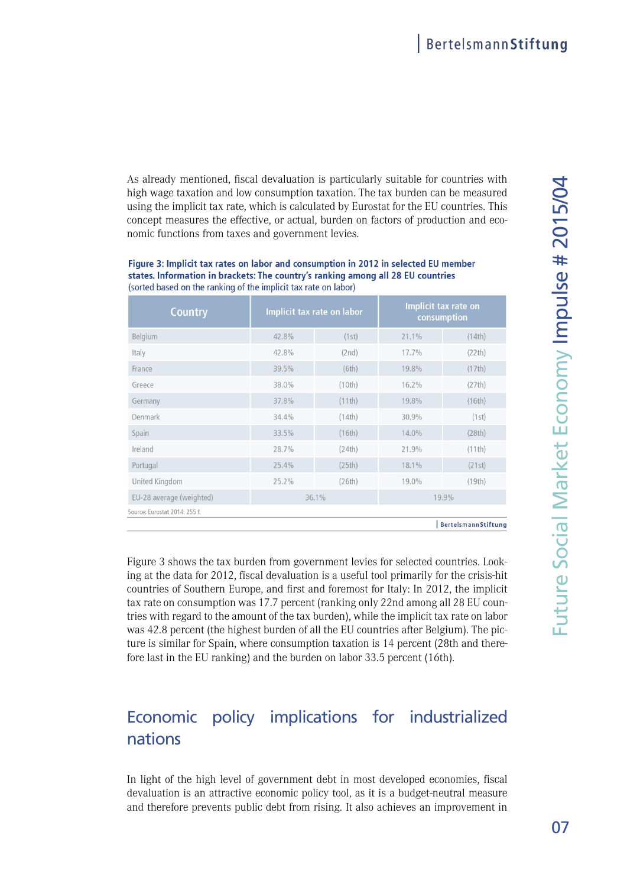As already mentioned, fiscal devaluation is particularly suitable for countries with high wage taxation and low consumption taxation. The tax burden can be measured using the implicit tax rate, which is calculated by Eurostat for the EU countries. This concept measures the effective, or actual, burden on factors of production and economic functions from taxes and government levies.

**Figure 3: Implicit tax rates on labor and consumption in 2012 in selected EU member states. Information in brackets: The country's ranking among all 28 EU countries**
(sorted based on the ranking of the implicit tax rate on labor)

| Country | Implicit tax rate on labor | | Implicit tax rate on consumption | |
|---|---|---|---|---|
| Belgium | 42.8% | (1st) | 21.1% | (14th) |
| Italy | 42.8% | (2nd) | 17.7% | (22th) |
| France | 39.5% | (6th) | 19.8% | (17th) |
| Greece | 38.0% | (10th) | 16.2% | (27th) |
| Germany | 37.8% | (11th) | 19.8% | (16th) |
| Denmark | 34.4% | (14th) | 30.9% | (1st) |
| Spain | 33.5% | (16th) | 14.0% | (28th) |
| Ireland | 28.7% | (24th) | 21.9% | (11th) |
| Portugal | 25.4% | (25th) | 18.1% | (21st) |
| United Kingdom | 25.2% | (26th) | 19.0% | (19th) |
| EU-28 average (weighted) | 36.1% | | 19.9% | |

Source: Eurostat 2014: 255 f.

Figure 3 shows the tax burden from government levies for selected countries. Looking at the data for 2012, fiscal devaluation is a useful tool primarily for the crisis-hit countries of Southern Europe, and first and foremost for Italy: In 2012, the implicit tax rate on consumption was 17.7 percent (ranking only 22nd among all 28 EU countries with regard to the amount of the tax burden), while the implicit tax rate on labor was 42.8 percent (the highest burden of all the EU countries after Belgium). The picture is similar for Spain, where consumption taxation is 14 percent (28th and therefore last in the EU ranking) and the burden on labor 33.5 percent (16th).

## Economic policy implications for industrialized nations

In light of the high level of government debt in most developed economies, fiscal devaluation is an attractive economic policy tool, as it is a budget-neutral measure and therefore prevents public debt from rising. It also achieves an improvement in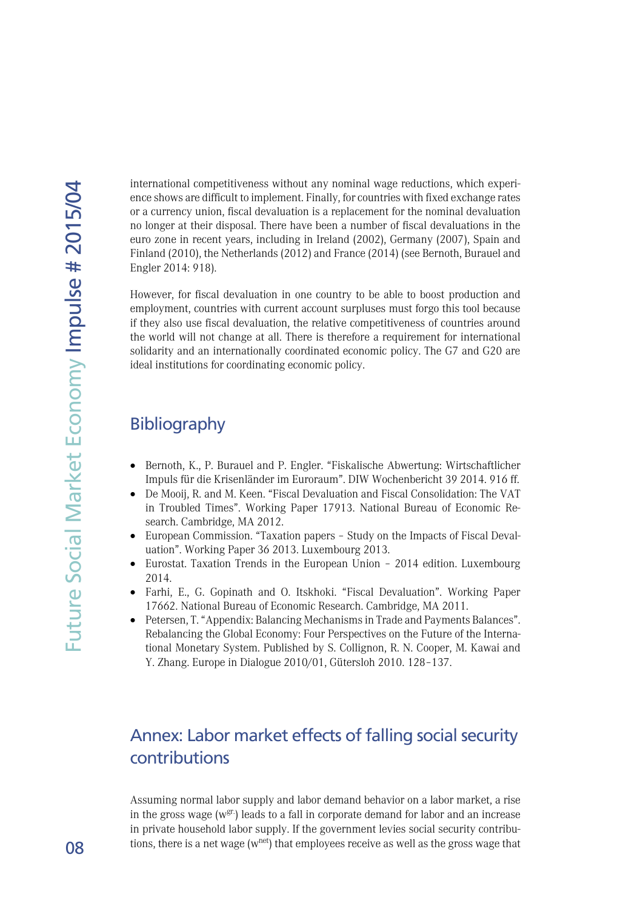international competitiveness without any nominal wage reductions, which experience shows are difficult to implement. Finally, for countries with fixed exchange rates or a currency union, fiscal devaluation is a replacement for the nominal devaluation no longer at their disposal. There have been a number of fiscal devaluations in the euro zone in recent years, including in Ireland (2002), Germany (2007), Spain and Finland (2010), the Netherlands (2012) and France (2014) (see Bernoth, Burauel and Engler 2014: 918).

However, for fiscal devaluation in one country to be able to boost production and employment, countries with current account surpluses must forgo this tool because if they also use fiscal devaluation, the relative competitiveness of countries around the world will not change at all. There is therefore a requirement for international solidarity and an internationally coordinated economic policy. The G7 and G20 are ideal institutions for coordinating economic policy.

## Bibliography

- Bernoth, K., P. Burauel and P. Engler. "Fiskalische Abwertung: Wirtschaftlicher Impuls für die Krisenländer im Euroraum". DIW Wochenbericht 39 2014. 916 ff.
- De Mooij, R. and M. Keen. "Fiscal Devaluation and Fiscal Consolidation: The VAT in Troubled Times". Working Paper 17913. National Bureau of Economic Research. Cambridge, MA 2012.
- European Commission. "Taxation papers – Study on the Impacts of Fiscal Devaluation". Working Paper 36 2013. Luxembourg 2013.
- Eurostat. Taxation Trends in the European Union – 2014 edition. Luxembourg 2014.
- Farhi, E., G. Gopinath and O. Itskhoki. "Fiscal Devaluation". Working Paper 17662. National Bureau of Economic Research. Cambridge, MA 2011.
- Petersen, T. "Appendix: Balancing Mechanisms in Trade and Payments Balances". Rebalancing the Global Economy: Four Perspectives on the Future of the International Monetary System. Published by S. Collignon, R. N. Cooper, M. Kawai and Y. Zhang. Europe in Dialogue 2010/01, Gütersloh 2010. 128–137.

## Annex: Labor market effects of falling social security contributions

Assuming normal labor supply and labor demand behavior on a labor market, a rise in the gross wage ($w^{gr.}$) leads to a fall in corporate demand for labor and an increase in private household labor supply. If the government levies social security contributions, there is a net wage ($w^{net}$) that employees receive as well as the gross wage that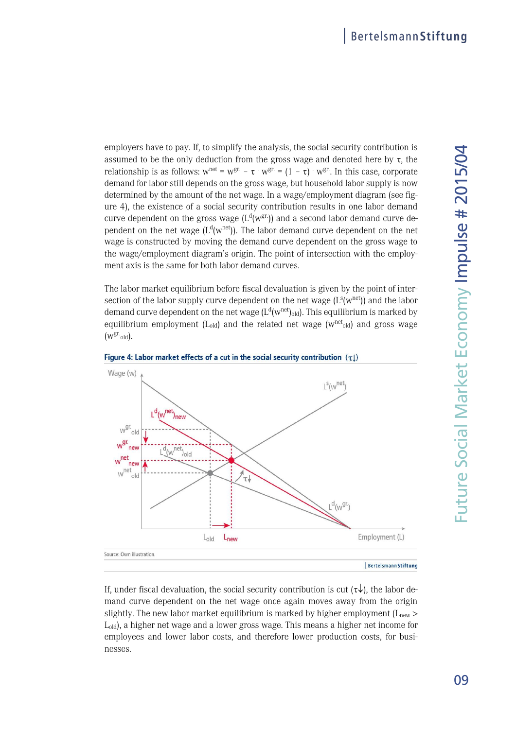employers have to pay. If, to simplify the analysis, the social security contribution is assumed to be the only deduction from the gross wage and denoted here by $\tau$, the relationship is as follows: $w^{net} = w^{gr.} - \tau \cdot w^{gr.} = (1 - \tau) \cdot w^{gr.}$. In this case, corporate demand for labor still depends on the gross wage, but household labor supply is now determined by the amount of the net wage. In a wage/employment diagram (see figure 4), the existence of a social security contribution results in one labor demand curve dependent on the gross wage ($L^d(w^{gr.})$) and a second labor demand curve dependent on the net wage ($L^d(w^{net})$). The labor demand curve dependent on the net wage is constructed by moving the demand curve dependent on the gross wage to the wage/employment diagram's origin. The point of intersection with the employment axis is the same for both labor demand curves.

The labor market equilibrium before fiscal devaluation is given by the point of intersection of the labor supply curve dependent on the net wage ($L^s(w^{net})$) and the labor demand curve dependent on the net wage ($L^d(w^{net})_{old}$). This equilibrium is marked by equilibrium employment ($L_{old}$) and the related net wage ($w^{net}{}_{old}$) and gross wage ($w^{gr.}{}_{old}$).

**Figure 4: Labor market effects of a cut in the social security contribution ($\tau\downarrow$)**

Source: Own illustration.

If, under fiscal devaluation, the social security contribution is cut ($\tau\downarrow$), the labor demand curve dependent on the net wage once again moves away from the origin slightly. The new labor market equilibrium is marked by higher employment ($L_{new} > L_{old}$), a higher net wage and a lower gross wage. This means a higher net income for employees and lower labor costs, and therefore lower production costs, for businesses.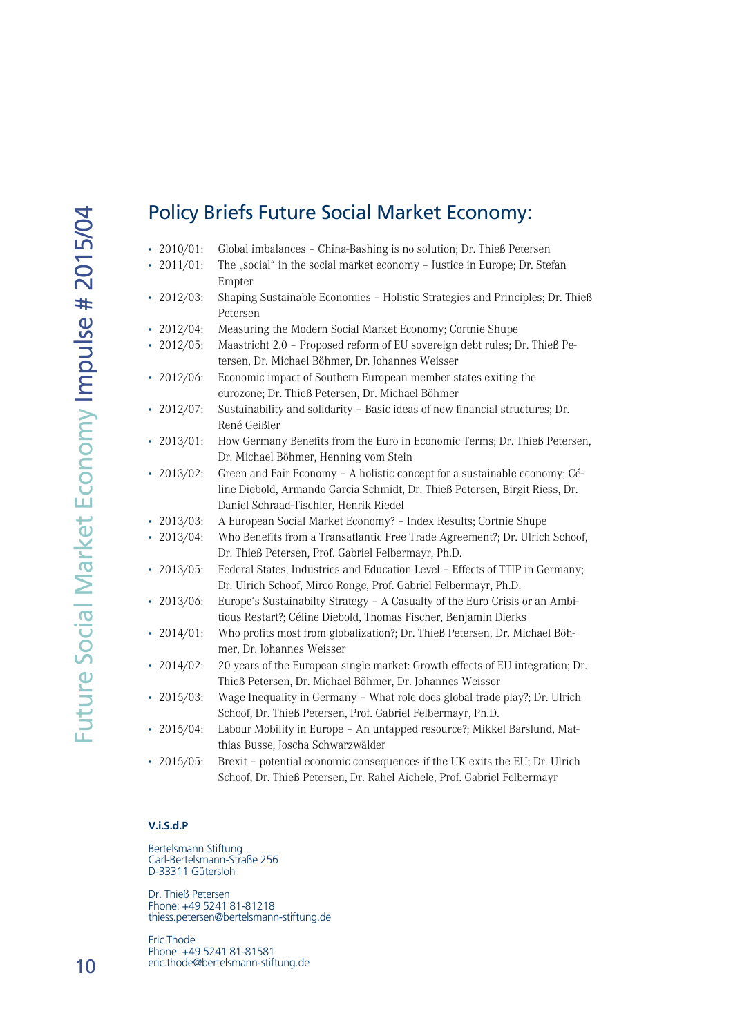## Policy Briefs Future Social Market Economy:

- 2010/01: Global imbalances – China-Bashing is no solution; Dr. Thieß Petersen
- 2011/01: The „social" in the social market economy – Justice in Europe; Dr. Stefan Empter
- 2012/03: Shaping Sustainable Economies – Holistic Strategies and Principles; Dr. Thieß Petersen
- 2012/04: Measuring the Modern Social Market Economy; Cortnie Shupe
- 2012/05: Maastricht 2.0 – Proposed reform of EU sovereign debt rules; Dr. Thieß Petersen, Dr. Michael Böhmer, Dr. Johannes Weisser
- 2012/06: Economic impact of Southern European member states exiting the eurozone; Dr. Thieß Petersen, Dr. Michael Böhmer
- 2012/07: Sustainability and solidarity – Basic ideas of new financial structures; Dr. René Geißler
- 2013/01: How Germany Benefits from the Euro in Economic Terms; Dr. Thieß Petersen, Dr. Michael Böhmer, Henning vom Stein
- 2013/02: Green and Fair Economy – A holistic concept for a sustainable economy; Céline Diebold, Armando Garcia Schmidt, Dr. Thieß Petersen, Birgit Riess, Dr. Daniel Schraad-Tischler, Henrik Riedel
- 2013/03: A European Social Market Economy? – Index Results; Cortnie Shupe
- 2013/04: Who Benefits from a Transatlantic Free Trade Agreement?; Dr. Ulrich Schoof, Dr. Thieß Petersen, Prof. Gabriel Felbermayr, Ph.D.
- 2013/05: Federal States, Industries and Education Level – Effects of TTIP in Germany; Dr. Ulrich Schoof, Mirco Ronge, Prof. Gabriel Felbermayr, Ph.D.
- 2013/06: Europe's Sustainabilty Strategy – A Casualty of the Euro Crisis or an Ambitious Restart?; Céline Diebold, Thomas Fischer, Benjamin Dierks
- 2014/01: Who profits most from globalization?; Dr. Thieß Petersen, Dr. Michael Böhmer, Dr. Johannes Weisser
- 2014/02: 20 years of the European single market: Growth effects of EU integration; Dr. Thieß Petersen, Dr. Michael Böhmer, Dr. Johannes Weisser
- 2015/03: Wage Inequality in Germany – What role does global trade play?; Dr. Ulrich Schoof, Dr. Thieß Petersen, Prof. Gabriel Felbermayr, Ph.D.
- 2015/04: Labour Mobility in Europe – An untapped resource?; Mikkel Barslund, Matthias Busse, Joscha Schwarzwälder
- 2015/05: Brexit – potential economic consequences if the UK exits the EU; Dr. Ulrich Schoof, Dr. Thieß Petersen, Dr. Rahel Aichele, Prof. Gabriel Felbermayr

**V.i.S.d.P**

Bertelsmann Stiftung
Carl-Bertelsmann-Straße 256
D-33311 Gütersloh

Dr. Thieß Petersen
Phone: +49 5241 81-81218
thiess.petersen@bertelsmann-stiftung.de

Eric Thode
Phone: +49 5241 81-81581
eric.thode@bertelsmann-stiftung.de